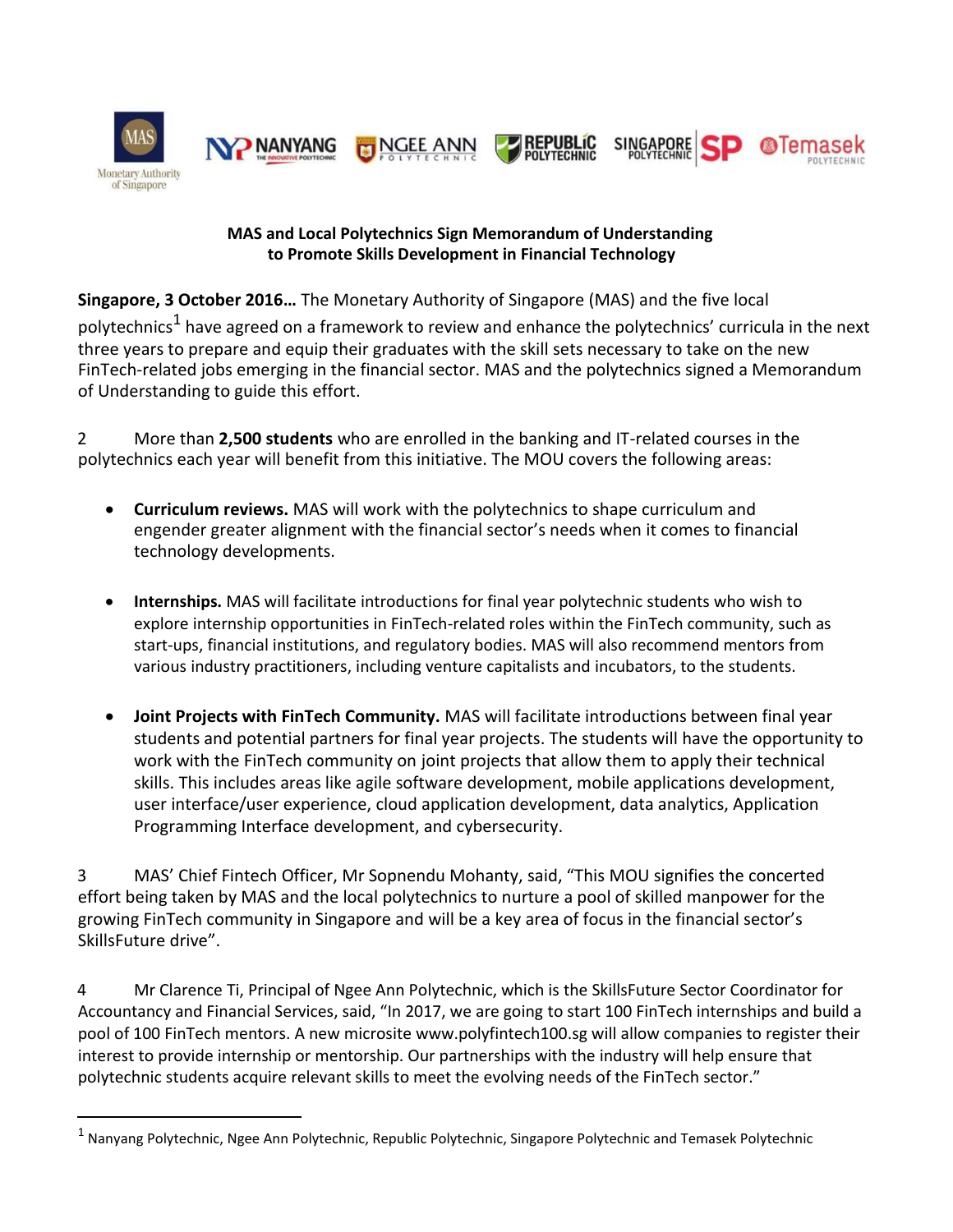**MAS and Local Polytechnics Sign Memorandum of Understanding to Promote Skills Development in Financial Technology**

**Singapore, 3 October 2016…** The Monetary Authority of Singapore (MAS) and the five local polytechnics[1] have agreed on a framework to review and enhance the polytechnics' curricula in the next three years to prepare and equip their graduates with the skill sets necessary to take on the new FinTech-related jobs emerging in the financial sector. MAS and the polytechnics signed a Memorandum of Understanding to guide this effort.

2 More than **2,500 students** who are enrolled in the banking and IT-related courses in the polytechnics each year will benefit from this initiative. The MOU covers the following areas:

- **Curriculum reviews.** MAS will work with the polytechnics to shape curriculum and engender greater alignment with the financial sector's needs when it comes to financial technology developments.

- **Internships.** MAS will facilitate introductions for final year polytechnic students who wish to explore internship opportunities in FinTech-related roles within the FinTech community, such as start-ups, financial institutions, and regulatory bodies. MAS will also recommend mentors from various industry practitioners, including venture capitalists and incubators, to the students.

- **Joint Projects with FinTech Community.** MAS will facilitate introductions between final year students and potential partners for final year projects. The students will have the opportunity to work with the FinTech community on joint projects that allow them to apply their technical skills. This includes areas like agile software development, mobile applications development, user interface/user experience, cloud application development, data analytics, Application Programming Interface development, and cybersecurity.

3 MAS' Chief Fintech Officer, Mr Sopnendu Mohanty, said, "This MOU signifies the concerted effort being taken by MAS and the local polytechnics to nurture a pool of skilled manpower for the growing FinTech community in Singapore and will be a key area of focus in the financial sector's SkillsFuture drive".

4 Mr Clarence Ti, Principal of Ngee Ann Polytechnic, which is the SkillsFuture Sector Coordinator for Accountancy and Financial Services, said, "In 2017, we are going to start 100 FinTech internships and build a pool of 100 FinTech mentors. A new microsite www.polyfintech100.sg will allow companies to register their interest to provide internship or mentorship. Our partnerships with the industry will help ensure that polytechnic students acquire relevant skills to meet the evolving needs of the FinTech sector."

---

[1] Nanyang Polytechnic, Ngee Ann Polytechnic, Republic Polytechnic, Singapore Polytechnic and Temasek Polytechnic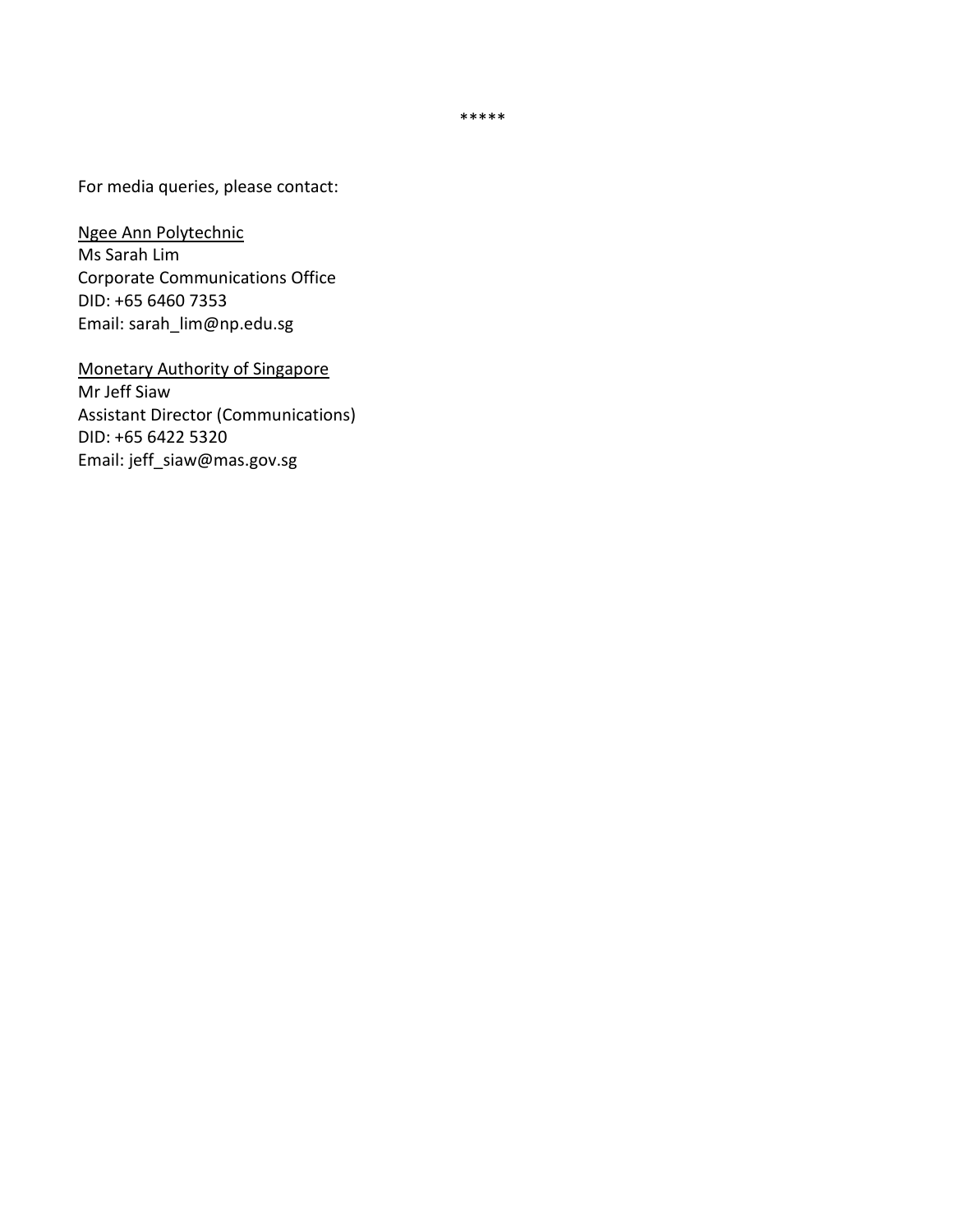*****

For media queries, please contact:

<u>Ngee Ann Polytechnic</u>
Ms Sarah Lim
Corporate Communications Office
DID: +65 6460 7353
Email: sarah_lim@np.edu.sg

<u>Monetary Authority of Singapore</u>
Mr Jeff Siaw
Assistant Director (Communications)
DID: +65 6422 5320
Email: jeff_siaw@mas.gov.sg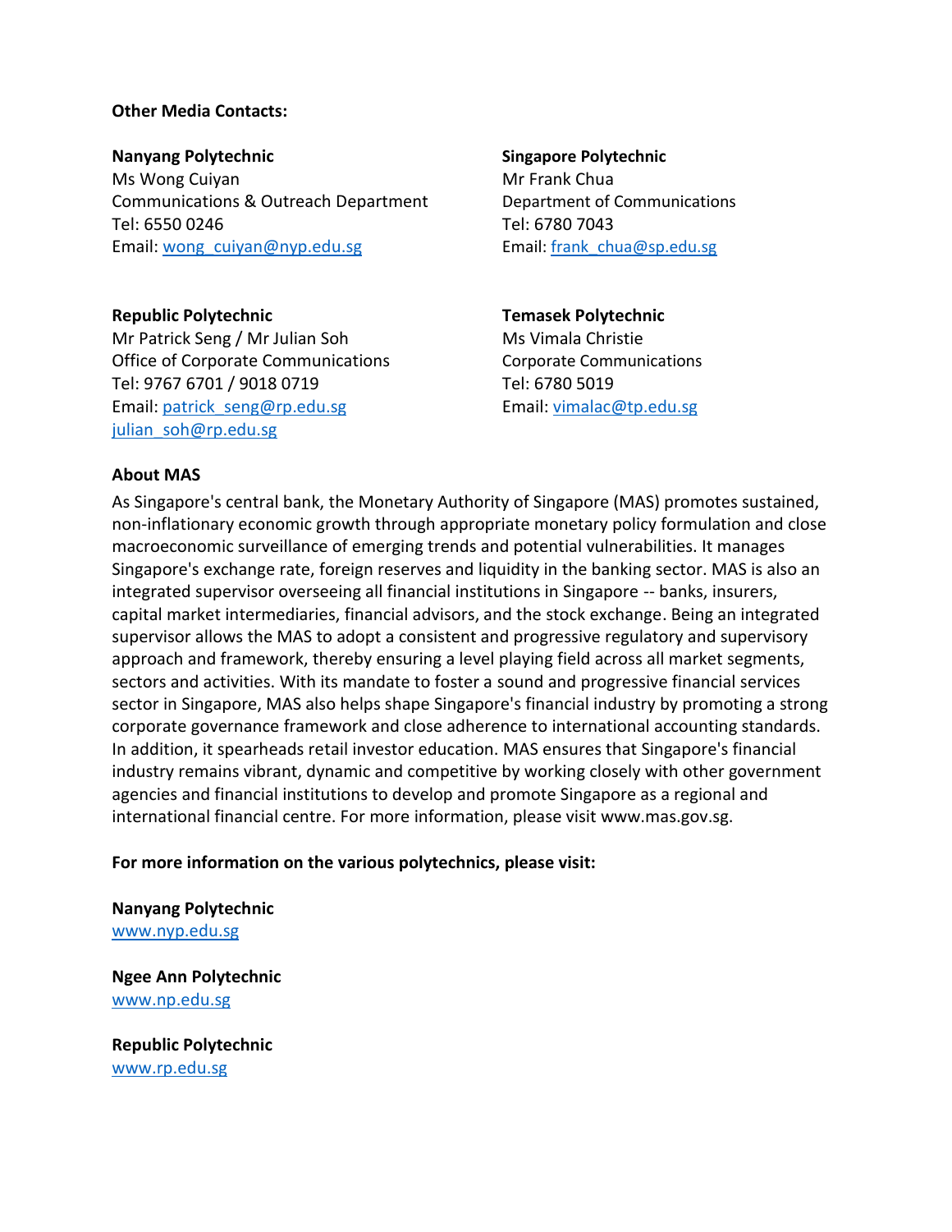**Other Media Contacts:**

**Nanyang Polytechnic**
Ms Wong Cuiyan
Communications & Outreach Department
Tel: 6550 0246
Email: wong_cuiyan@nyp.edu.sg

**Singapore Polytechnic**
Mr Frank Chua
Department of Communications
Tel: 6780 7043
Email: frank_chua@sp.edu.sg

**Republic Polytechnic**
Mr Patrick Seng / Mr Julian Soh
Office of Corporate Communications
Tel: 9767 6701 / 9018 0719
Email: patrick_seng@rp.edu.sg
julian_soh@rp.edu.sg

**Temasek Polytechnic**
Ms Vimala Christie
Corporate Communications
Tel: 6780 5019
Email: vimalac@tp.edu.sg

**About MAS**

As Singapore's central bank, the Monetary Authority of Singapore (MAS) promotes sustained, non-inflationary economic growth through appropriate monetary policy formulation and close macroeconomic surveillance of emerging trends and potential vulnerabilities. It manages Singapore's exchange rate, foreign reserves and liquidity in the banking sector. MAS is also an integrated supervisor overseeing all financial institutions in Singapore -- banks, insurers, capital market intermediaries, financial advisors, and the stock exchange. Being an integrated supervisor allows the MAS to adopt a consistent and progressive regulatory and supervisory approach and framework, thereby ensuring a level playing field across all market segments, sectors and activities. With its mandate to foster a sound and progressive financial services sector in Singapore, MAS also helps shape Singapore's financial industry by promoting a strong corporate governance framework and close adherence to international accounting standards. In addition, it spearheads retail investor education. MAS ensures that Singapore's financial industry remains vibrant, dynamic and competitive by working closely with other government agencies and financial institutions to develop and promote Singapore as a regional and international financial centre. For more information, please visit www.mas.gov.sg.

**For more information on the various polytechnics, please visit:**

**Nanyang Polytechnic**
www.nyp.edu.sg

**Ngee Ann Polytechnic**
www.np.edu.sg

**Republic Polytechnic**
www.rp.edu.sg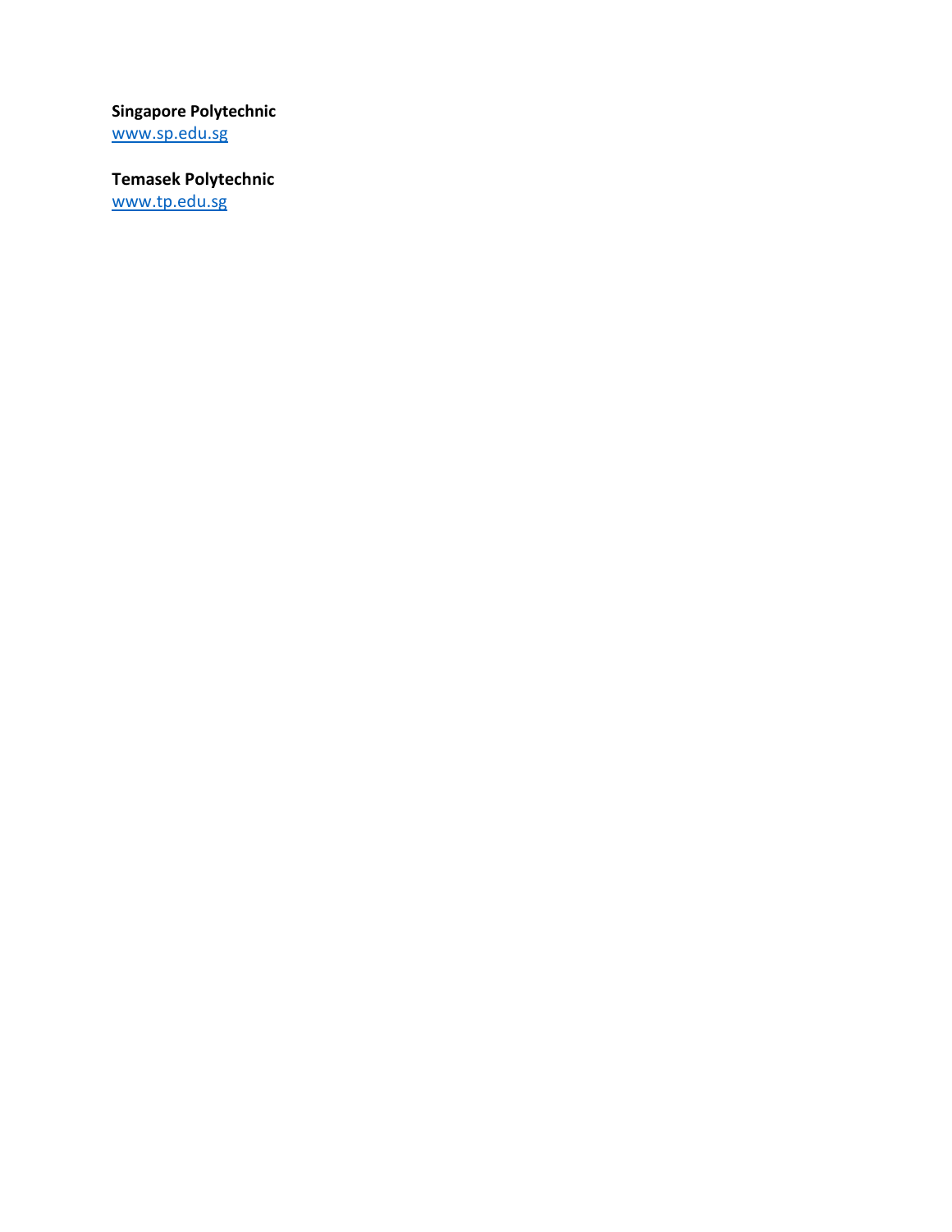**Singapore Polytechnic**
[www.sp.edu.sg](http://www.sp.edu.sg)

**Temasek Polytechnic**
[www.tp.edu.sg](http://www.tp.edu.sg)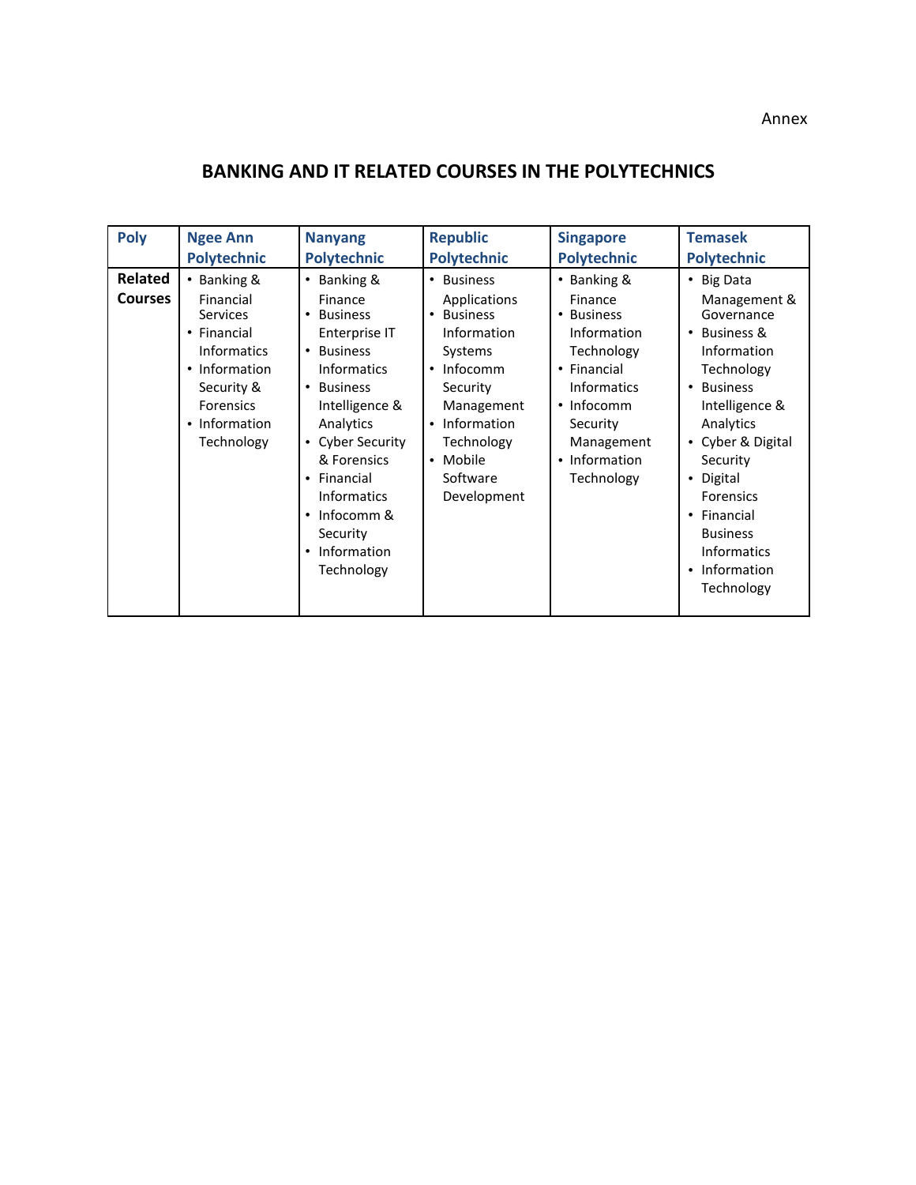Annex

## BANKING AND IT RELATED COURSES IN THE POLYTECHNICS

| Poly | Ngee Ann Polytechnic | Nanyang Polytechnic | Republic Polytechnic | Singapore Polytechnic | Temasek Polytechnic |
|---|---|---|---|---|---|
| **Related Courses** | • Banking & Financial Services<br>• Financial Informatics<br>• Information Security & Forensics<br>• Information Technology | • Banking & Finance<br>• Business Enterprise IT<br>• Business Informatics<br>• Business Intelligence & Analytics<br>• Cyber Security & Forensics<br>• Financial Informatics<br>• Infocomm & Security<br>• Information Technology | • Business Applications<br>• Business Information Systems<br>• Infocomm Security Management<br>• Information Technology<br>• Mobile Software Development | • Banking & Finance<br>• Business Information Technology<br>• Financial Informatics<br>• Infocomm Security Management<br>• Information Technology | • Big Data Management & Governance<br>• Business & Information Technology<br>• Business Intelligence & Analytics<br>• Cyber & Digital Security<br>• Digital Forensics<br>• Financial Business Informatics<br>• Information Technology |